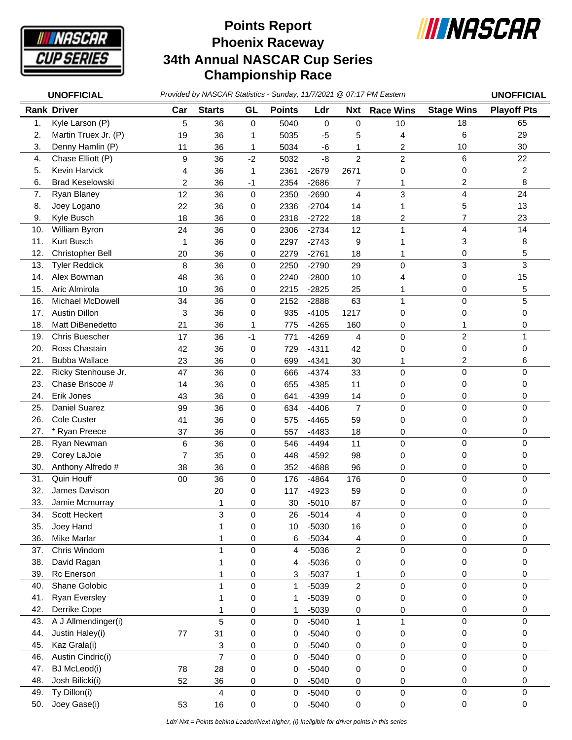# Points Report
# Phoenix Raceway
# 34th Annual NASCAR Cup Series Championship Race

**UNOFFICIAL** | *Provided by NASCAR Statistics - Sunday, 11/7/2021 @ 07:17 PM Eastern* | **UNOFFICIAL**

| Rank | Driver | Car | Starts | GL | Points | Ldr | Nxt | Race Wins | Stage Wins | Playoff Pts |
|---|---|---|---|---|---|---|---|---|---|---|
| 1. | Kyle Larson (P) | 5 | 36 | 0 | 5040 | 0 | 0 | 10 | 18 | 65 |
| 2. | Martin Truex Jr. (P) | 19 | 36 | 1 | 5035 | -5 | 5 | 4 | 6 | 29 |
| 3. | Denny Hamlin (P) | 11 | 36 | 1 | 5034 | -6 | 1 | 2 | 10 | 30 |
| 4. | Chase Elliott (P) | 9 | 36 | -2 | 5032 | -8 | 2 | 2 | 6 | 22 |
| 5. | Kevin Harvick | 4 | 36 | 1 | 2361 | -2679 | 2671 | 0 | 0 | 2 |
| 6. | Brad Keselowski | 2 | 36 | -1 | 2354 | -2686 | 7 | 1 | 2 | 8 |
| 7. | Ryan Blaney | 12 | 36 | 0 | 2350 | -2690 | 4 | 3 | 4 | 24 |
| 8. | Joey Logano | 22 | 36 | 0 | 2336 | -2704 | 14 | 1 | 5 | 13 |
| 9. | Kyle Busch | 18 | 36 | 0 | 2318 | -2722 | 18 | 2 | 7 | 23 |
| 10. | William Byron | 24 | 36 | 0 | 2306 | -2734 | 12 | 1 | 4 | 14 |
| 11. | Kurt Busch | 1 | 36 | 0 | 2297 | -2743 | 9 | 1 | 3 | 8 |
| 12. | Christopher Bell | 20 | 36 | 0 | 2279 | -2761 | 18 | 1 | 0 | 5 |
| 13. | Tyler Reddick | 8 | 36 | 0 | 2250 | -2790 | 29 | 0 | 3 | 3 |
| 14. | Alex Bowman | 48 | 36 | 0 | 2240 | -2800 | 10 | 4 | 0 | 15 |
| 15. | Aric Almirola | 10 | 36 | 0 | 2215 | -2825 | 25 | 1 | 0 | 5 |
| 16. | Michael McDowell | 34 | 36 | 0 | 2152 | -2888 | 63 | 1 | 0 | 5 |
| 17. | Austin Dillon | 3 | 36 | 0 | 935 | -4105 | 1217 | 0 | 0 | 0 |
| 18. | Matt DiBenedetto | 21 | 36 | 1 | 775 | -4265 | 160 | 0 | 1 | 0 |
| 19. | Chris Buescher | 17 | 36 | -1 | 771 | -4269 | 4 | 0 | 2 | 1 |
| 20. | Ross Chastain | 42 | 36 | 0 | 729 | -4311 | 42 | 0 | 0 | 0 |
| 21. | Bubba Wallace | 23 | 36 | 0 | 699 | -4341 | 30 | 1 | 2 | 6 |
| 22. | Ricky Stenhouse Jr. | 47 | 36 | 0 | 666 | -4374 | 33 | 0 | 0 | 0 |
| 23. | Chase Briscoe # | 14 | 36 | 0 | 655 | -4385 | 11 | 0 | 0 | 0 |
| 24. | Erik Jones | 43 | 36 | 0 | 641 | -4399 | 14 | 0 | 0 | 0 |
| 25. | Daniel Suarez | 99 | 36 | 0 | 634 | -4406 | 7 | 0 | 0 | 0 |
| 26. | Cole Custer | 41 | 36 | 0 | 575 | -4465 | 59 | 0 | 0 | 0 |
| 27. | * Ryan Preece | 37 | 36 | 0 | 557 | -4483 | 18 | 0 | 0 | 0 |
| 28. | Ryan Newman | 6 | 36 | 0 | 546 | -4494 | 11 | 0 | 0 | 0 |
| 29. | Corey LaJoie | 7 | 35 | 0 | 448 | -4592 | 98 | 0 | 0 | 0 |
| 30. | Anthony Alfredo # | 38 | 36 | 0 | 352 | -4688 | 96 | 0 | 0 | 0 |
| 31. | Quin Houff | 00 | 36 | 0 | 176 | -4864 | 176 | 0 | 0 | 0 |
| 32. | James Davison | | 20 | 0 | 117 | -4923 | 59 | 0 | 0 | 0 |
| 33. | Jamie Mcmurray | | 1 | 0 | 30 | -5010 | 87 | 0 | 0 | 0 |
| 34. | Scott Heckert | | 3 | 0 | 26 | -5014 | 4 | 0 | 0 | 0 |
| 35. | Joey Hand | | 1 | 0 | 10 | -5030 | 16 | 0 | 0 | 0 |
| 36. | Mike Marlar | | 1 | 0 | 6 | -5034 | 4 | 0 | 0 | 0 |
| 37. | Chris Windom | | 1 | 0 | 4 | -5036 | 2 | 0 | 0 | 0 |
| 38. | David Ragan | | 1 | 0 | 4 | -5036 | 0 | 0 | 0 | 0 |
| 39. | Rc Enerson | | 1 | 0 | 3 | -5037 | 1 | 0 | 0 | 0 |
| 40. | Shane Golobic | | 1 | 0 | 1 | -5039 | 2 | 0 | 0 | 0 |
| 41. | Ryan Eversley | | 1 | 0 | 1 | -5039 | 0 | 0 | 0 | 0 |
| 42. | Derrike Cope | | 1 | 0 | 1 | -5039 | 0 | 0 | 0 | 0 |
| 43. | A J Allmendinger(i) | | 5 | 0 | 0 | -5040 | 1 | 1 | 0 | 0 |
| 44. | Justin Haley(i) | 77 | 31 | 0 | 0 | -5040 | 0 | 0 | 0 | 0 |
| 45. | Kaz Grala(i) | | 3 | 0 | 0 | -5040 | 0 | 0 | 0 | 0 |
| 46. | Austin Cindric(i) | | 7 | 0 | 0 | -5040 | 0 | 0 | 0 | 0 |
| 47. | BJ McLeod(i) | 78 | 28 | 0 | 0 | -5040 | 0 | 0 | 0 | 0 |
| 48. | Josh Bilicki(i) | 52 | 36 | 0 | 0 | -5040 | 0 | 0 | 0 | 0 |
| 49. | Ty Dillon(i) | | 4 | 0 | 0 | -5040 | 0 | 0 | 0 | 0 |
| 50. | Joey Gase(i) | 53 | 16 | 0 | 0 | -5040 | 0 | 0 | 0 | 0 |

*-Ldr/-Nxt = Points behind Leader/Next higher, (i) Ineligible for driver points in this series*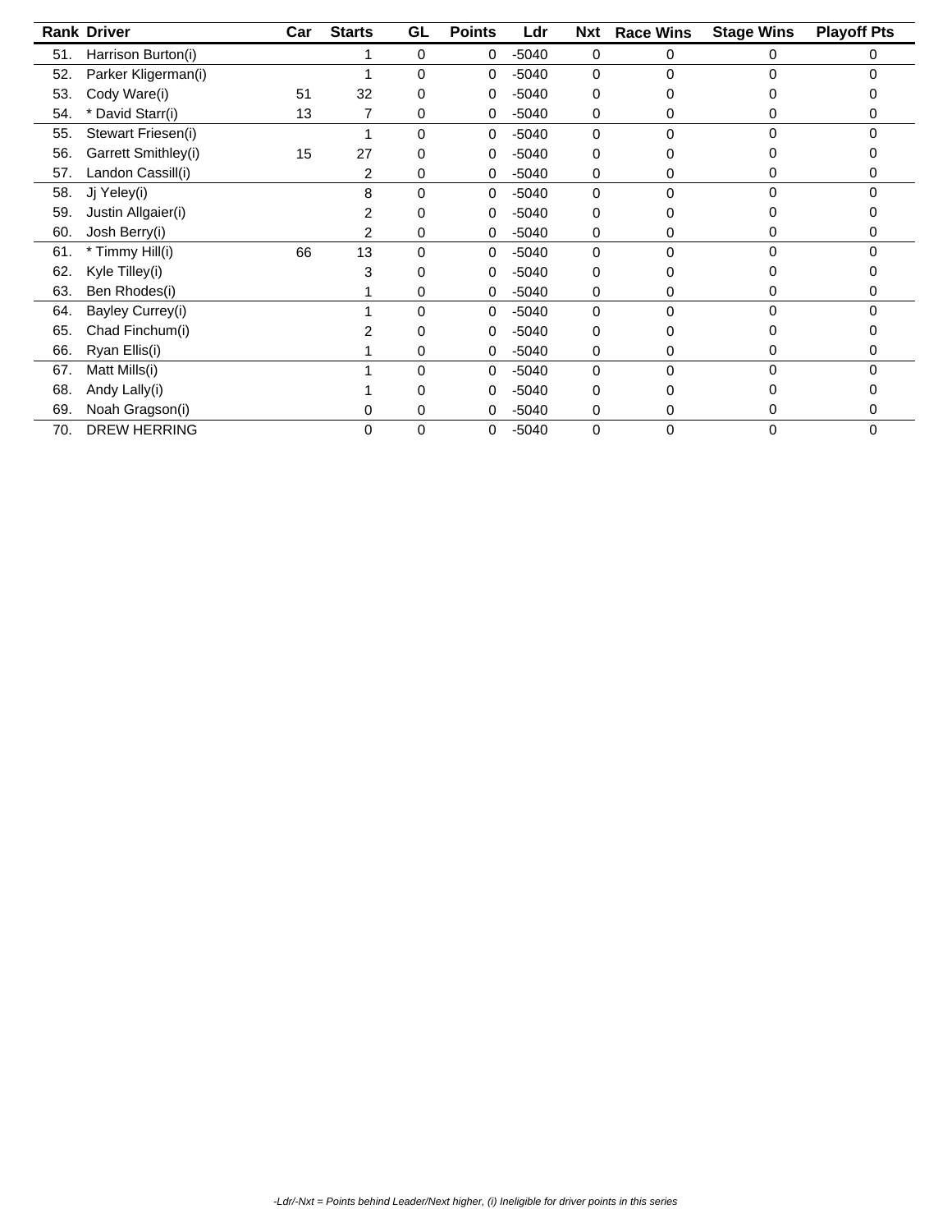| Rank | Driver | Car | Starts | GL | Points | Ldr | Nxt | Race Wins | Stage Wins | Playoff Pts |
|---|---|---|---|---|---|---|---|---|---|---|
| 51. | Harrison Burton(i) | | 1 | 0 | 0 | -5040 | 0 | 0 | 0 | 0 |
| 52. | Parker Kligerman(i) | | 1 | 0 | 0 | -5040 | 0 | 0 | 0 | 0 |
| 53. | Cody Ware(i) | 51 | 32 | 0 | 0 | -5040 | 0 | 0 | 0 | 0 |
| 54. | * David Starr(i) | 13 | 7 | 0 | 0 | -5040 | 0 | 0 | 0 | 0 |
| 55. | Stewart Friesen(i) | | 1 | 0 | 0 | -5040 | 0 | 0 | 0 | 0 |
| 56. | Garrett Smithley(i) | 15 | 27 | 0 | 0 | -5040 | 0 | 0 | 0 | 0 |
| 57. | Landon Cassill(i) | | 2 | 0 | 0 | -5040 | 0 | 0 | 0 | 0 |
| 58. | Jj Yeley(i) | | 8 | 0 | 0 | -5040 | 0 | 0 | 0 | 0 |
| 59. | Justin Allgaier(i) | | 2 | 0 | 0 | -5040 | 0 | 0 | 0 | 0 |
| 60. | Josh Berry(i) | | 2 | 0 | 0 | -5040 | 0 | 0 | 0 | 0 |
| 61. | * Timmy Hill(i) | 66 | 13 | 0 | 0 | -5040 | 0 | 0 | 0 | 0 |
| 62. | Kyle Tilley(i) | | 3 | 0 | 0 | -5040 | 0 | 0 | 0 | 0 |
| 63. | Ben Rhodes(i) | | 1 | 0 | 0 | -5040 | 0 | 0 | 0 | 0 |
| 64. | Bayley Currey(i) | | 1 | 0 | 0 | -5040 | 0 | 0 | 0 | 0 |
| 65. | Chad Finchum(i) | | 2 | 0 | 0 | -5040 | 0 | 0 | 0 | 0 |
| 66. | Ryan Ellis(i) | | 1 | 0 | 0 | -5040 | 0 | 0 | 0 | 0 |
| 67. | Matt Mills(i) | | 1 | 0 | 0 | -5040 | 0 | 0 | 0 | 0 |
| 68. | Andy Lally(i) | | 1 | 0 | 0 | -5040 | 0 | 0 | 0 | 0 |
| 69. | Noah Gragson(i) | | 0 | 0 | 0 | -5040 | 0 | 0 | 0 | 0 |
| 70. | DREW HERRING | | 0 | 0 | 0 | -5040 | 0 | 0 | 0 | 0 |

*-Ldr/-Nxt = Points behind Leader/Next higher, (i) Ineligible for driver points in this series*